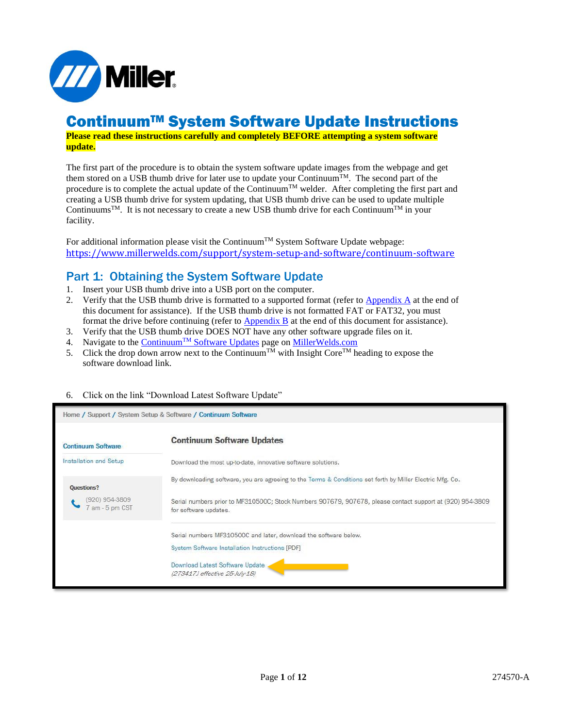# Continuum™ System Software Update Instructions

**Please read these instructions carefully and completely BEFORE attempting a system software update.**

The first part of the procedure is to obtain the system software update images from the webpage and get them stored on a USB thumb drive for later use to update your Continuum™. The second part of the procedure is to complete the actual update of the Continuum™ welder. After completing the first part and creating a USB thumb drive for system updating, that USB thumb drive can be used to update multiple Continuums™. It is not necessary to create a new USB thumb drive for each Continuum™ in your facility.

For additional information please visit the Continuum™ System Software Update webpage:
https://www.millerwelds.com/support/system-setup-and-software/continuum-software

## Part 1: Obtaining the System Software Update

1. Insert your USB thumb drive into a USB port on the computer.
2. Verify that the USB thumb drive is formatted to a supported format (refer to Appendix A at the end of this document for assistance). If the USB thumb drive is not formatted FAT or FAT32, you must format the drive before continuing (refer to Appendix B at the end of this document for assistance).
3. Verify that the USB thumb drive DOES NOT have any other software upgrade files on it.
4. Navigate to the Continuum™ Software Updates page on MillerWelds.com
5. Click the drop down arrow next to the Continuum™ with Insight Core™ heading to expose the software download link.
6. Click on the link "Download Latest Software Update"

Home / Support / System Setup & Software / Continuum Software

Continuum Software

Installation and Setup

Questions?
(920) 954-3809
7 am - 5 pm CST

**Continuum Software Updates**

Download the most up-to-date, innovative software solutions.

By downloading software, you are agreeing to the Terms & Conditions set forth by Miller Electric Mfg. Co.

Serial numbers prior to MF310500C; Stock Numbers 907679, 907678, please contact support at (920) 954-3809 for software updates.

Serial numbers MF310500C and later, download the software below.

System Software Installation Instructions [PDF]

Download Latest Software Update
*(273417J effective 25-July-18)*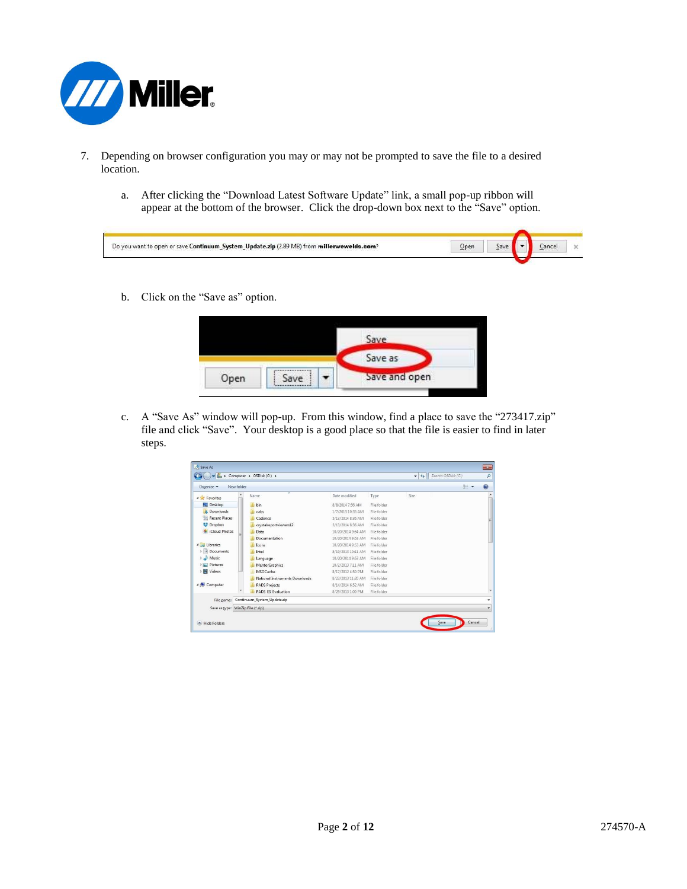7. Depending on browser configuration you may or may not be prompted to save the file to a desired location.

   a. After clicking the "Download Latest Software Update" link, a small pop-up ribbon will appear at the bottom of the browser. Click the drop-down box next to the "Save" option.

   b. Click on the "Save as" option.

   c. A "Save As" window will pop-up. From this window, find a place to save the "273417.zip" file and click "Save". Your desktop is a good place so that the file is easier to find in later steps.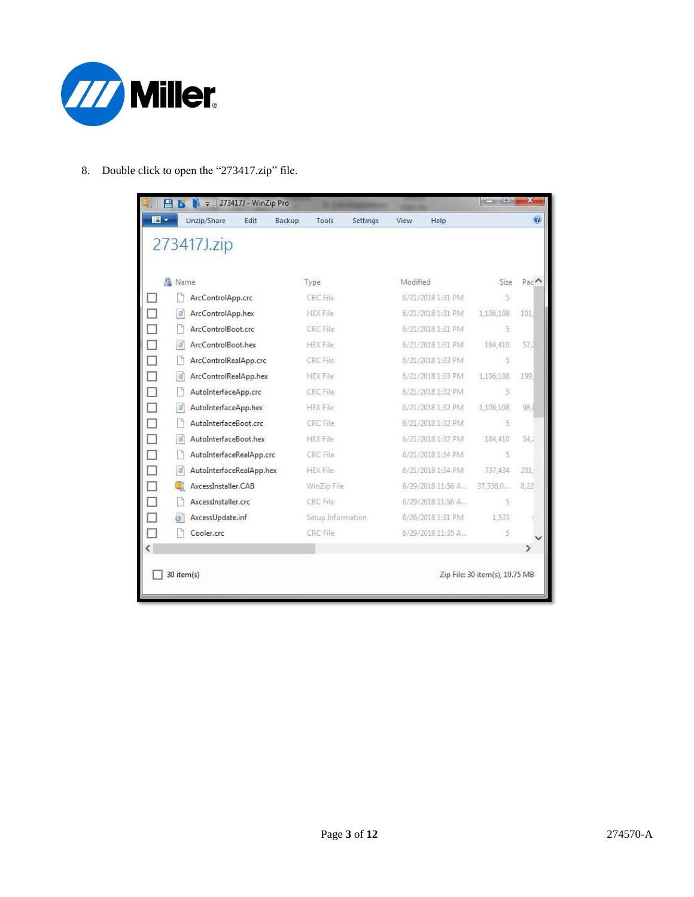8. Double click to open the “273417.zip” file.

| Name | Type | Modified | Size | Pac |
|---|---|---|---|---|
| ArcControlApp.crc | CRC File | 6/21/2018 1:31 PM | 5 | |
| ArcControlApp.hex | HEX File | 6/21/2018 1:31 PM | 1,106,108 | 101, |
| ArcControlBoot.crc | CRC File | 6/21/2018 1:31 PM | 5 | |
| ArcControlBoot.hex | HEX File | 6/21/2018 1:31 PM | 184,410 | 57, |
| ArcControlRealApp.crc | CRC File | 6/21/2018 1:33 PM | 5 | |
| ArcControlRealApp.hex | HEX File | 6/21/2018 1:33 PM | 1,106,108 | 199, |
| AutoInterfaceApp.crc | CRC File | 6/21/2018 1:32 PM | 5 | |
| AutoInterfaceApp.hex | HEX File | 6/21/2018 1:32 PM | 1,106,108 | 98, |
| AutoInterfaceBoot.crc | CRC File | 6/21/2018 1:32 PM | 5 | |
| AutoInterfaceBoot.hex | HEX File | 6/21/2018 1:32 PM | 184,410 | 54, |
| AutoInterfaceRealApp.crc | CRC File | 6/21/2018 1:34 PM | 5 | |
| AutoInterfaceRealApp.hex | HEX File | 6/21/2018 1:34 PM | 737,434 | 201, |
| AxcessInstaller.CAB | WinZip File | 6/29/2018 11:56 A... | 37,338,0... | 8,22 |
| AxcessInstaller.crc | CRC File | 6/29/2018 11:56 A... | 5 | |
| AxcessUpdate.inf | Setup Information | 6/26/2018 1:31 PM | 1,533 | |
| Cooler.crc | CRC File | 6/29/2018 11:35 A... | 5 | |

30 item(s) — Zip File: 30 item(s), 10.75 MB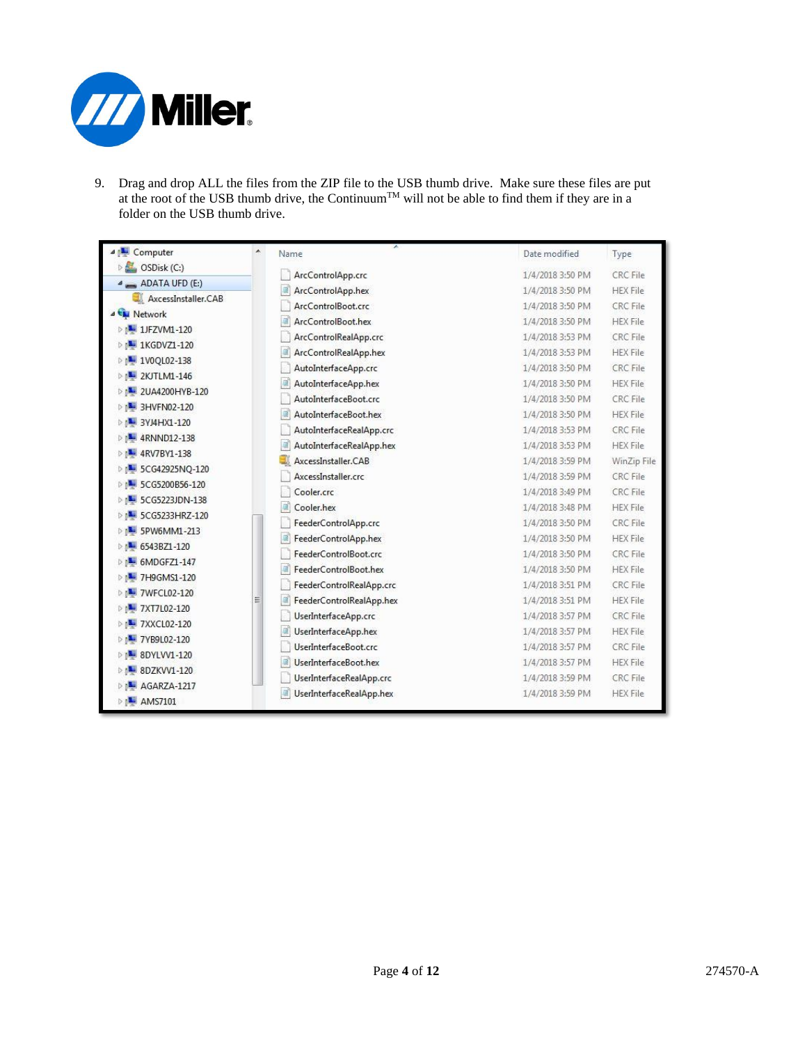9. Drag and drop ALL the files from the ZIP file to the USB thumb drive. Make sure these files are put at the root of the USB thumb drive, the Continuum™ will not be able to find them if they are in a folder on the USB thumb drive.

| Name | Date modified | Type |
|---|---|---|
| ArcControlApp.crc | 1/4/2018 3:50 PM | CRC File |
| ArcControlApp.hex | 1/4/2018 3:50 PM | HEX File |
| ArcControlBoot.crc | 1/4/2018 3:50 PM | CRC File |
| ArcControlBoot.hex | 1/4/2018 3:50 PM | HEX File |
| ArcControlRealApp.crc | 1/4/2018 3:53 PM | CRC File |
| ArcControlRealApp.hex | 1/4/2018 3:53 PM | HEX File |
| AutoInterfaceApp.crc | 1/4/2018 3:50 PM | CRC File |
| AutoInterfaceApp.hex | 1/4/2018 3:50 PM | HEX File |
| AutoInterfaceBoot.crc | 1/4/2018 3:50 PM | CRC File |
| AutoInterfaceBoot.hex | 1/4/2018 3:50 PM | HEX File |
| AutoInterfaceRealApp.crc | 1/4/2018 3:53 PM | CRC File |
| AutoInterfaceRealApp.hex | 1/4/2018 3:53 PM | HEX File |
| AxcessInstaller.CAB | 1/4/2018 3:59 PM | WinZip File |
| AxcessInstaller.crc | 1/4/2018 3:59 PM | CRC File |
| Cooler.crc | 1/4/2018 3:49 PM | CRC File |
| Cooler.hex | 1/4/2018 3:48 PM | HEX File |
| FeederControlApp.crc | 1/4/2018 3:50 PM | CRC File |
| FeederControlApp.hex | 1/4/2018 3:50 PM | HEX File |
| FeederControlBoot.crc | 1/4/2018 3:50 PM | CRC File |
| FeederControlBoot.hex | 1/4/2018 3:50 PM | HEX File |
| FeederControlRealApp.crc | 1/4/2018 3:51 PM | CRC File |
| FeederControlRealApp.hex | 1/4/2018 3:51 PM | HEX File |
| UserInterfaceApp.crc | 1/4/2018 3:57 PM | CRC File |
| UserInterfaceApp.hex | 1/4/2018 3:57 PM | HEX File |
| UserInterfaceBoot.crc | 1/4/2018 3:57 PM | CRC File |
| UserInterfaceBoot.hex | 1/4/2018 3:57 PM | HEX File |
| UserInterfaceRealApp.crc | 1/4/2018 3:59 PM | CRC File |
| UserInterfaceRealApp.hex | 1/4/2018 3:59 PM | HEX File |

274570-A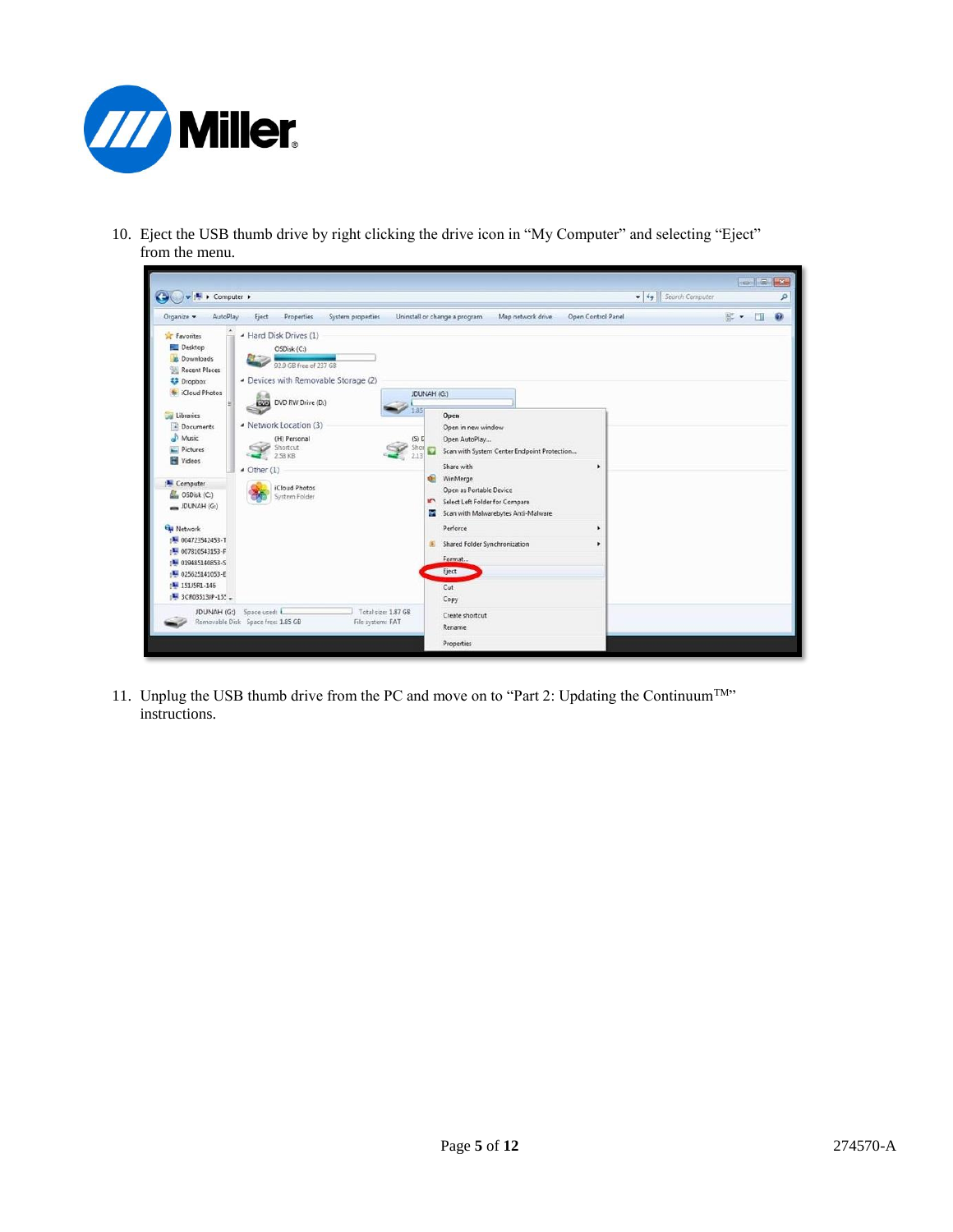10. Eject the USB thumb drive by right clicking the drive icon in "My Computer" and selecting "Eject" from the menu.

11. Unplug the USB thumb drive from the PC and move on to "Part 2: Updating the Continuum™" instructions.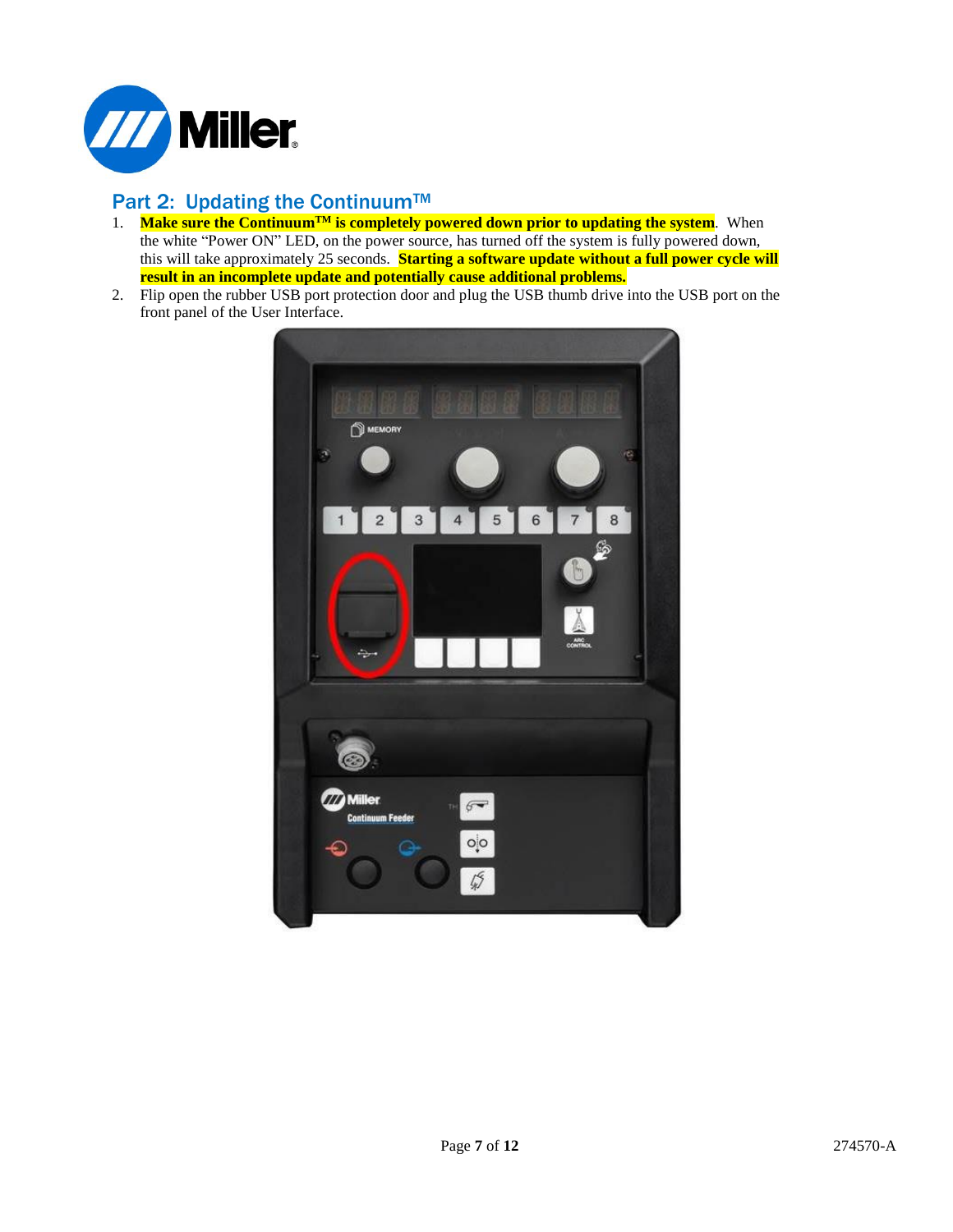## Part 2: Updating the Continuum™

1. **Make sure the Continuum™ is completely powered down prior to updating the system**. When the white "Power ON" LED, on the power source, has turned off the system is fully powered down, this will take approximately 25 seconds. **Starting a software update without a full power cycle will result in an incomplete update and potentially cause additional problems.**
2. Flip open the rubber USB port protection door and plug the USB thumb drive into the USB port on the front panel of the User Interface.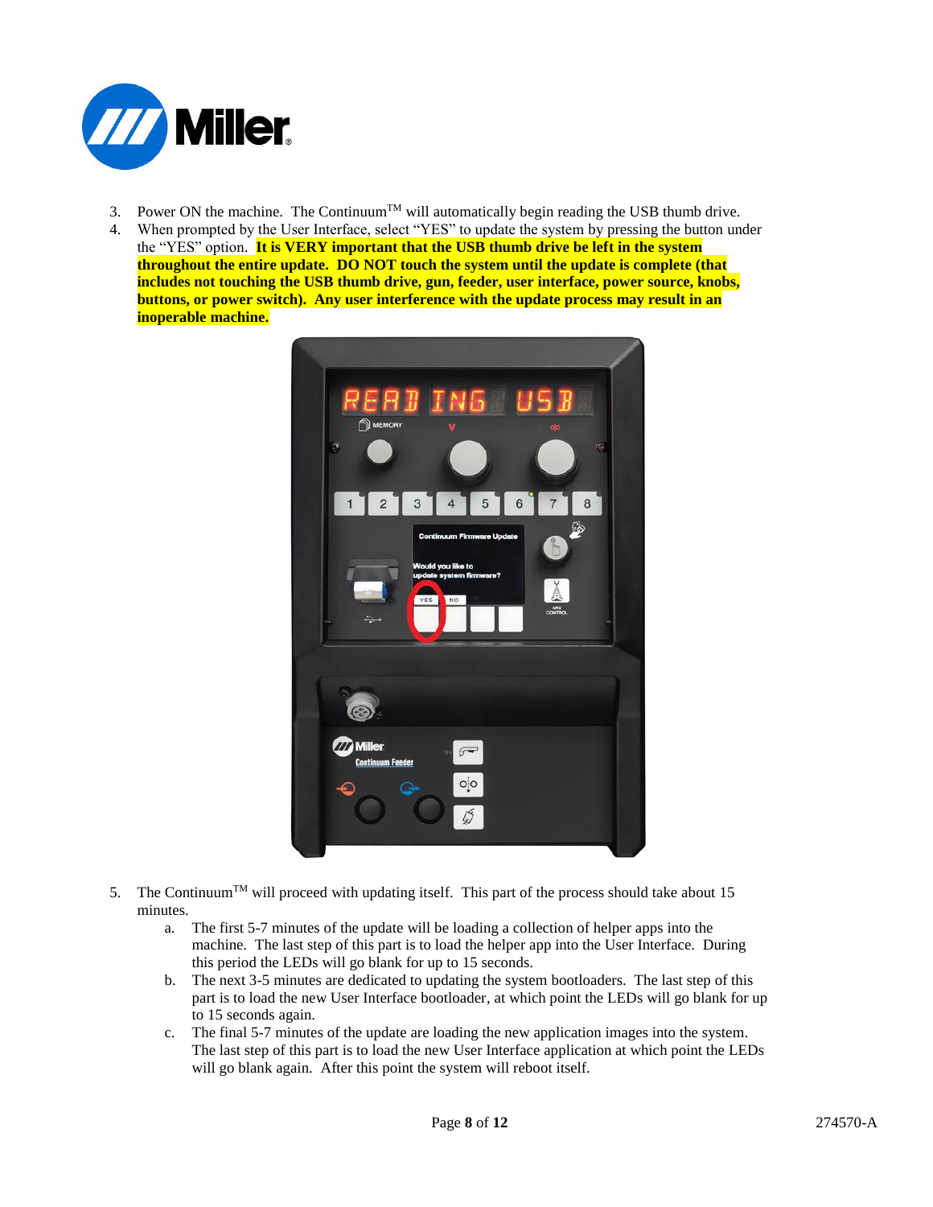3. Power ON the machine. The Continuum™ will automatically begin reading the USB thumb drive.
4. When prompted by the User Interface, select "YES" to update the system by pressing the button under the "YES" option. **It is VERY important that the USB thumb drive be left in the system throughout the entire update. DO NOT touch the system until the update is complete (that includes not touching the USB thumb drive, gun, feeder, user interface, power source, knobs, buttons, or power switch). Any user interference with the update process may result in an inoperable machine.**

5. The Continuum™ will proceed with updating itself. This part of the process should take about 15 minutes.
   a. The first 5-7 minutes of the update will be loading a collection of helper apps into the machine. The last step of this part is to load the helper app into the User Interface. During this period the LEDs will go blank for up to 15 seconds.
   b. The next 3-5 minutes are dedicated to updating the system bootloaders. The last step of this part is to load the new User Interface bootloader, at which point the LEDs will go blank for up to 15 seconds again.
   c. The final 5-7 minutes of the update are loading the new application images into the system. The last step of this part is to load the new User Interface application at which point the LEDs will go blank again. After this point the system will reboot itself.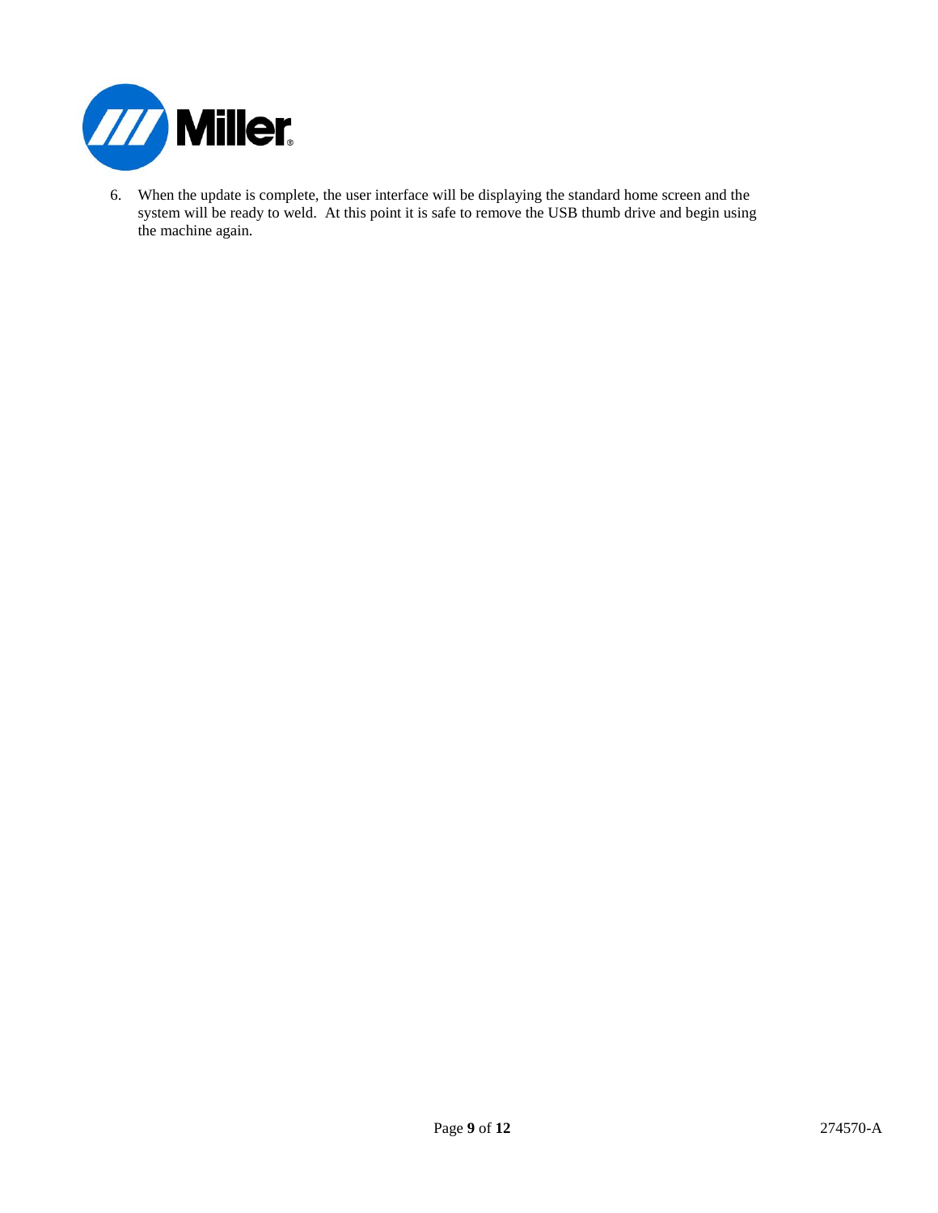6. When the update is complete, the user interface will be displaying the standard home screen and the system will be ready to weld. At this point it is safe to remove the USB thumb drive and begin using the machine again.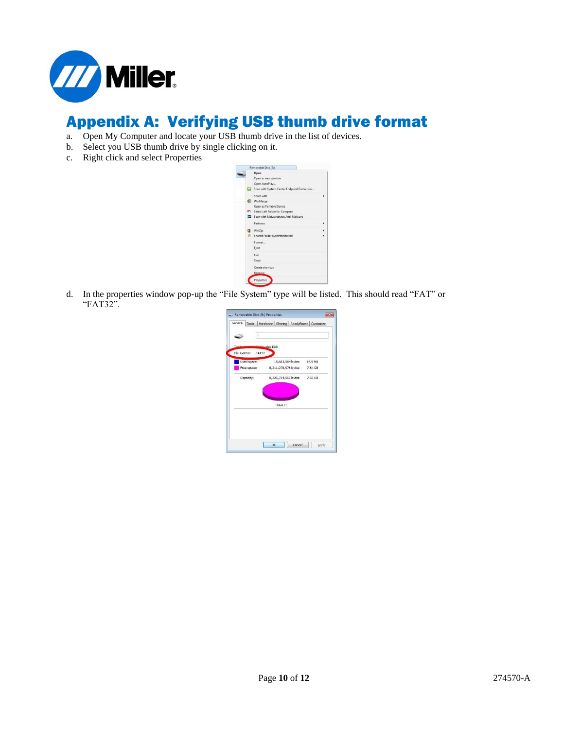# Appendix A: Verifying USB thumb drive format

a. Open My Computer and locate your USB thumb drive in the list of devices.
b. Select you USB thumb drive by single clicking on it.
c. Right click and select Properties

d. In the properties window pop-up the "File System" type will be listed. This should read "FAT" or "FAT32".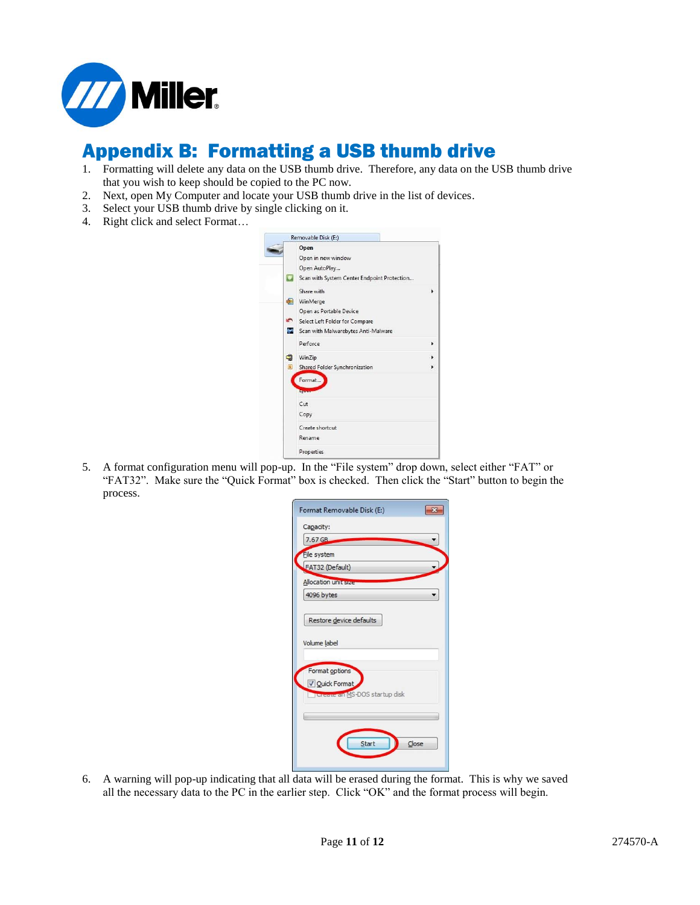# Appendix B: Formatting a USB thumb drive

1. Formatting will delete any data on the USB thumb drive. Therefore, any data on the USB thumb drive that you wish to keep should be copied to the PC now.
2. Next, open My Computer and locate your USB thumb drive in the list of devices.
3. Select your USB thumb drive by single clicking on it.
4. Right click and select Format…

5. A format configuration menu will pop-up. In the "File system" drop down, select either "FAT" or "FAT32". Make sure the "Quick Format" box is checked. Then click the "Start" button to begin the process.

6. A warning will pop-up indicating that all data will be erased during the format. This is why we saved all the necessary data to the PC in the earlier step. Click "OK" and the format process will begin.

274570-A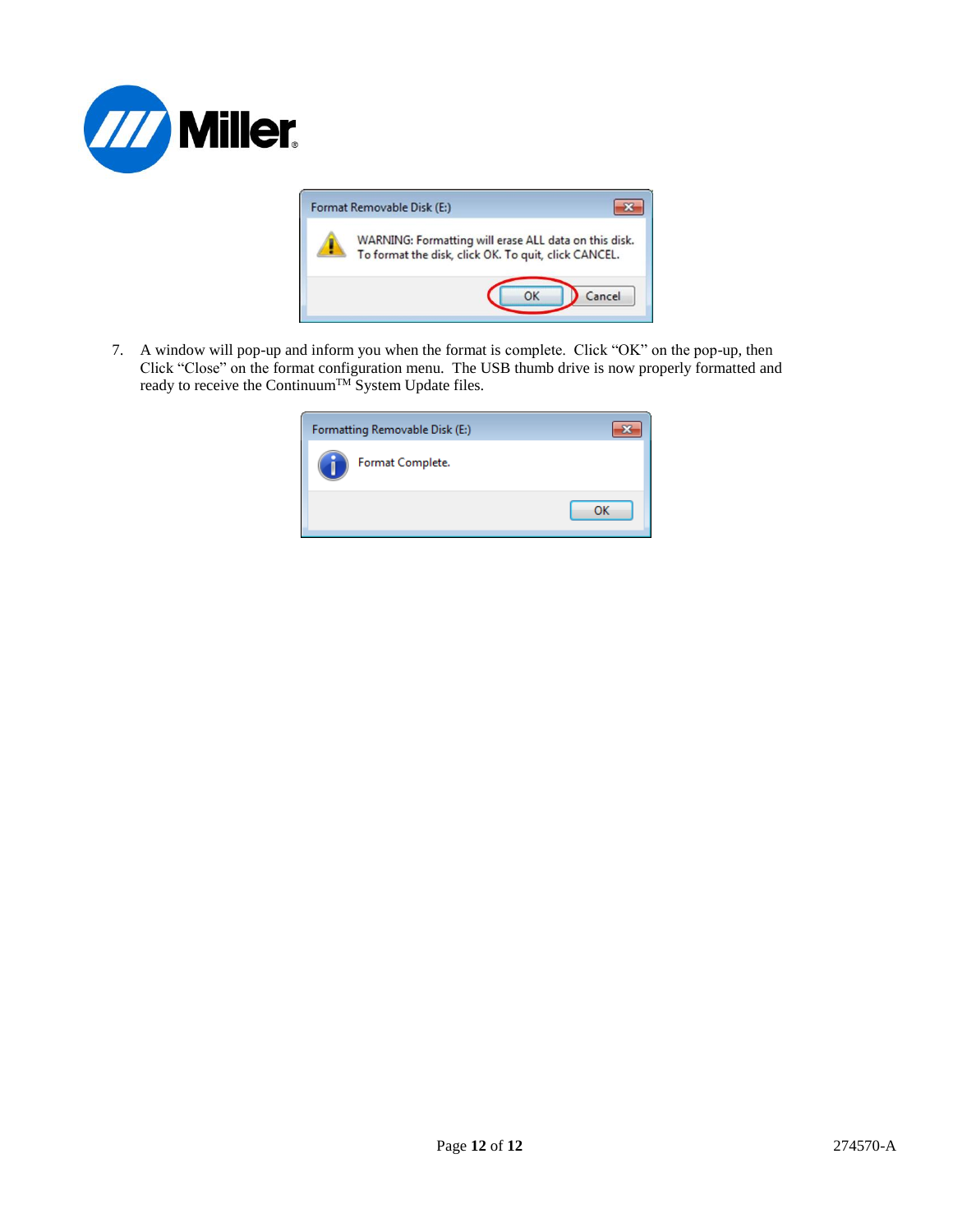Format Removable Disk (E:)

WARNING: Formatting will erase ALL data on this disk.
To format the disk, click OK. To quit, click CANCEL.

OK Cancel

7. A window will pop-up and inform you when the format is complete. Click "OK" on the pop-up, then Click "Close" on the format configuration menu. The USB thumb drive is now properly formatted and ready to receive the Continuum™ System Update files.

Formatting Removable Disk (E:)

Format Complete.

OK

274570-A